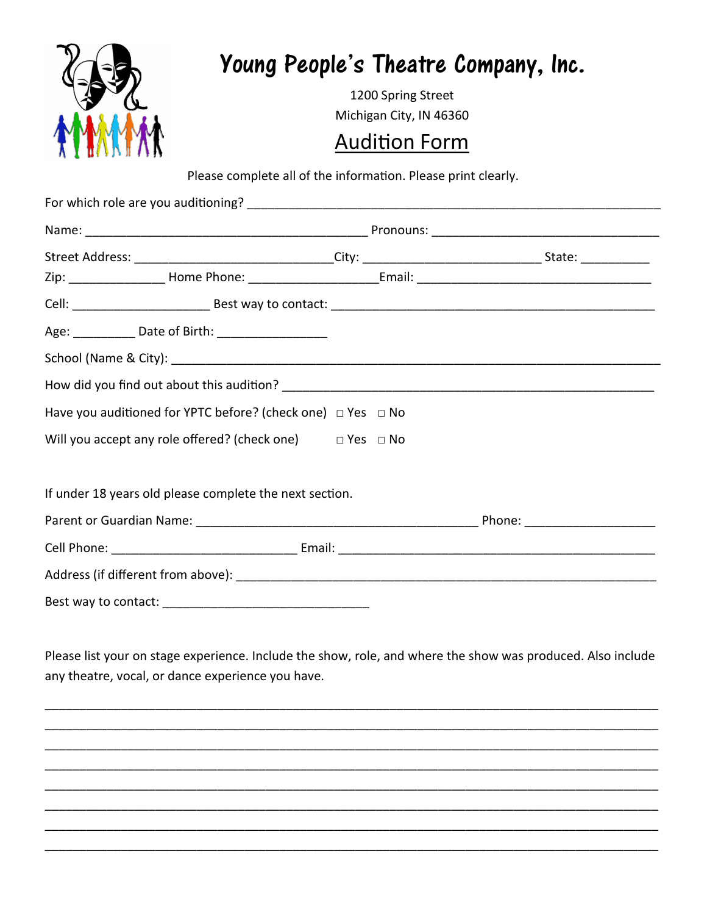# Young People's Theatre Company, Inc.

1200 Spring Street
Michigan City, IN 46360

## Audition Form

Please complete all of the information. Please print clearly.

For which role are you auditioning? ___________________________________________________________

Name: ________________________________________ Pronouns: ________________________________

Street Address: ____________________________City: __________________________ State: __________

Zip: ______________ Home Phone: __________________Email: __________________________________

Cell: ____________________ Best way to contact: _______________________________________________

Age: _________ Date of Birth: ________________

School (Name & City): _____________________________________________________________________

How did you find out about this audition? ____________________________________________________

Have you auditioned for YPTC before? (check one) □ Yes □ No

Will you accept any role offered? (check one) □ Yes □ No

If under 18 years old please complete the next section.

Parent or Guardian Name: __________________________________________ Phone: ___________________

Cell Phone: ___________________________ Email: _______________________________________________

Address (if different from above): _______________________________________________________________

Best way to contact: ______________________________

Please list your on stage experience. Include the show, role, and where the show was produced. Also include any theatre, vocal, or dance experience you have.

_____________________________________________________________________________________________

_____________________________________________________________________________________________

_____________________________________________________________________________________________

_____________________________________________________________________________________________

_____________________________________________________________________________________________

_____________________________________________________________________________________________

_____________________________________________________________________________________________

_____________________________________________________________________________________________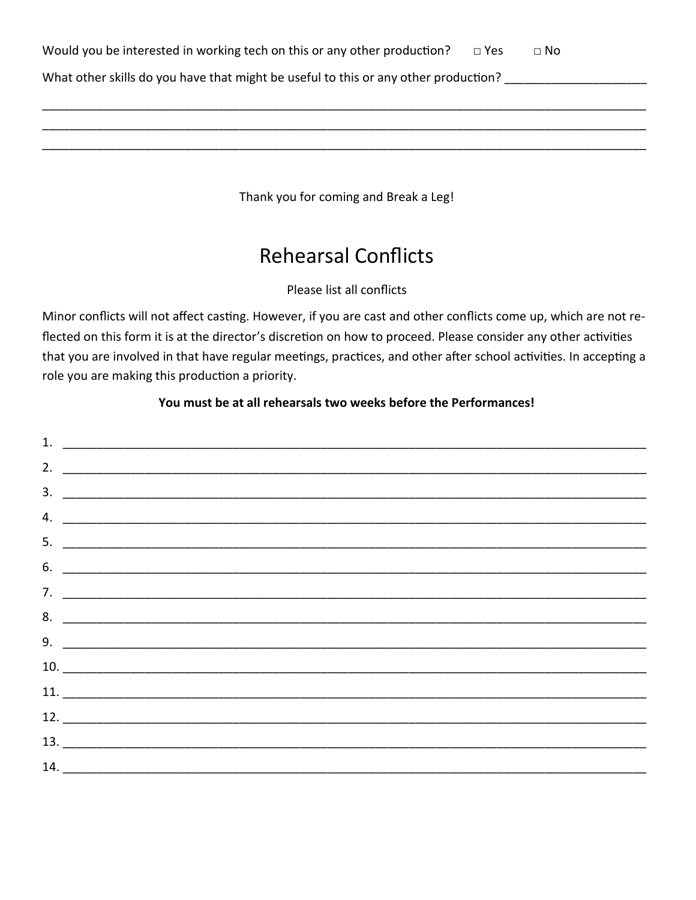Would you be interested in working tech on this or any other production? □ Yes □ No

What other skills do you have that might be useful to this or any other production? ______________________

________________________________________________________________________________________________

________________________________________________________________________________________________

________________________________________________________________________________________________

Thank you for coming and Break a Leg!

# Rehearsal Conflicts

Please list all conflicts

Minor conflicts will not affect casting. However, if you are cast and other conflicts come up, which are not reflected on this form it is at the director's discretion on how to proceed. Please consider any other activities that you are involved in that have regular meetings, practices, and other after school activities. In accepting a role you are making this production a priority.

**You must be at all rehearsals two weeks before the Performances!**

1. ________________________________________________________________________________________
2. ________________________________________________________________________________________
3. ________________________________________________________________________________________
4. ________________________________________________________________________________________
5. ________________________________________________________________________________________
6. ________________________________________________________________________________________
7. ________________________________________________________________________________________
8. ________________________________________________________________________________________
9. ________________________________________________________________________________________
10. _______________________________________________________________________________________
11. _______________________________________________________________________________________
12. _______________________________________________________________________________________
13. _______________________________________________________________________________________
14. _______________________________________________________________________________________